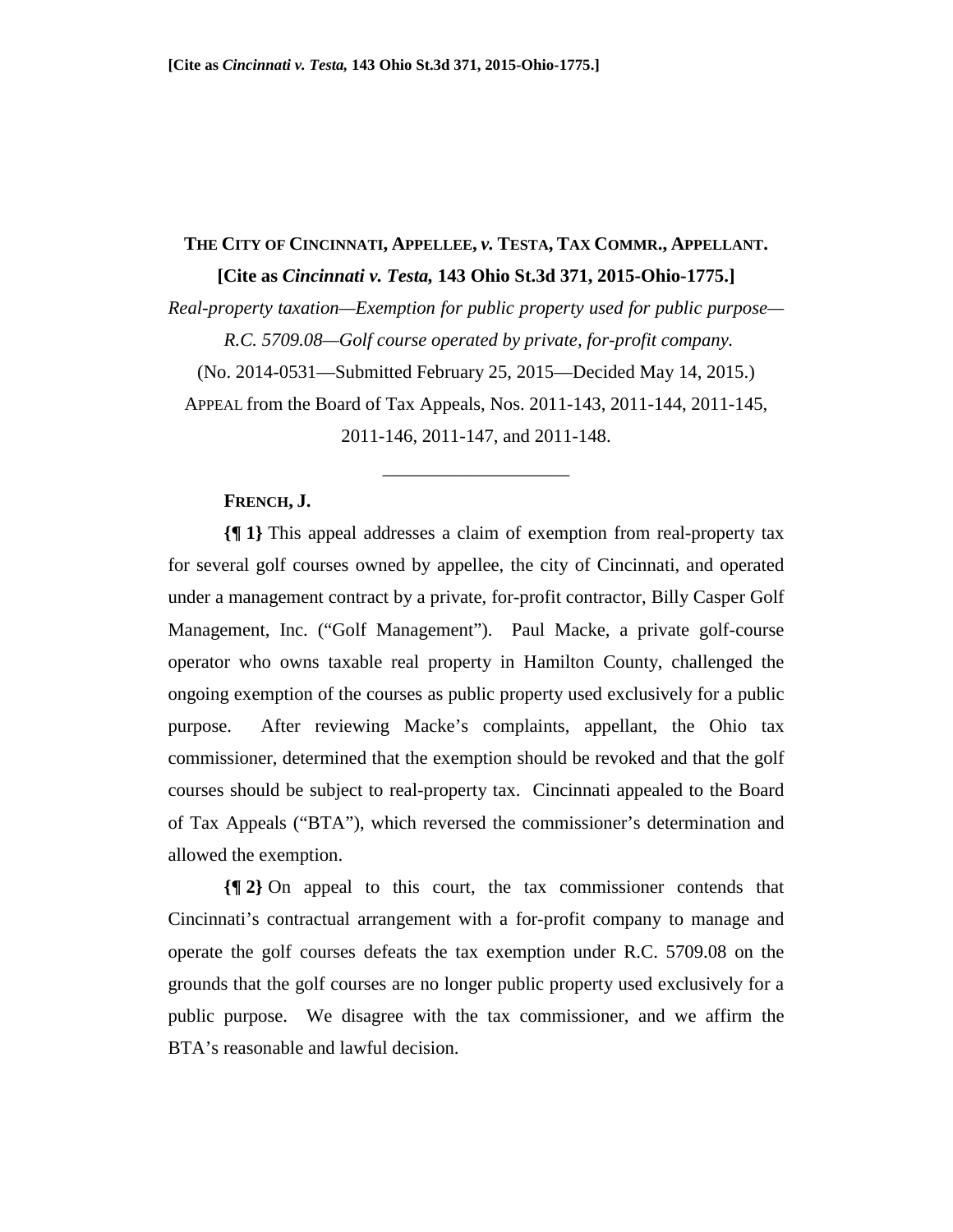**THE CITY OF CINCINNATI, APPELLEE, *v.* TESTA, TAX COMMR., APPELLANT.**

**[Cite as *Cincinnati v. Testa,* 143 Ohio St.3d 371, 2015-Ohio-1775.]**

*Real-property taxation—Exemption for public property used for public purpose—R.C. 5709.08—Golf course operated by private, for-profit company.*

(No. 2014-0531—Submitted February 25, 2015—Decided May 14, 2015.)

APPEAL from the Board of Tax Appeals, Nos. 2011-143, 2011-144, 2011-145, 2011-146, 2011-147, and 2011-148.

---

**FRENCH, J.**

**{¶ 1}** This appeal addresses a claim of exemption from real-property tax for several golf courses owned by appellee, the city of Cincinnati, and operated under a management contract by a private, for-profit contractor, Billy Casper Golf Management, Inc. ("Golf Management"). Paul Macke, a private golf-course operator who owns taxable real property in Hamilton County, challenged the ongoing exemption of the courses as public property used exclusively for a public purpose. After reviewing Macke's complaints, appellant, the Ohio tax commissioner, determined that the exemption should be revoked and that the golf courses should be subject to real-property tax. Cincinnati appealed to the Board of Tax Appeals ("BTA"), which reversed the commissioner's determination and allowed the exemption.

**{¶ 2}** On appeal to this court, the tax commissioner contends that Cincinnati's contractual arrangement with a for-profit company to manage and operate the golf courses defeats the tax exemption under R.C. 5709.08 on the grounds that the golf courses are no longer public property used exclusively for a public purpose. We disagree with the tax commissioner, and we affirm the BTA's reasonable and lawful decision.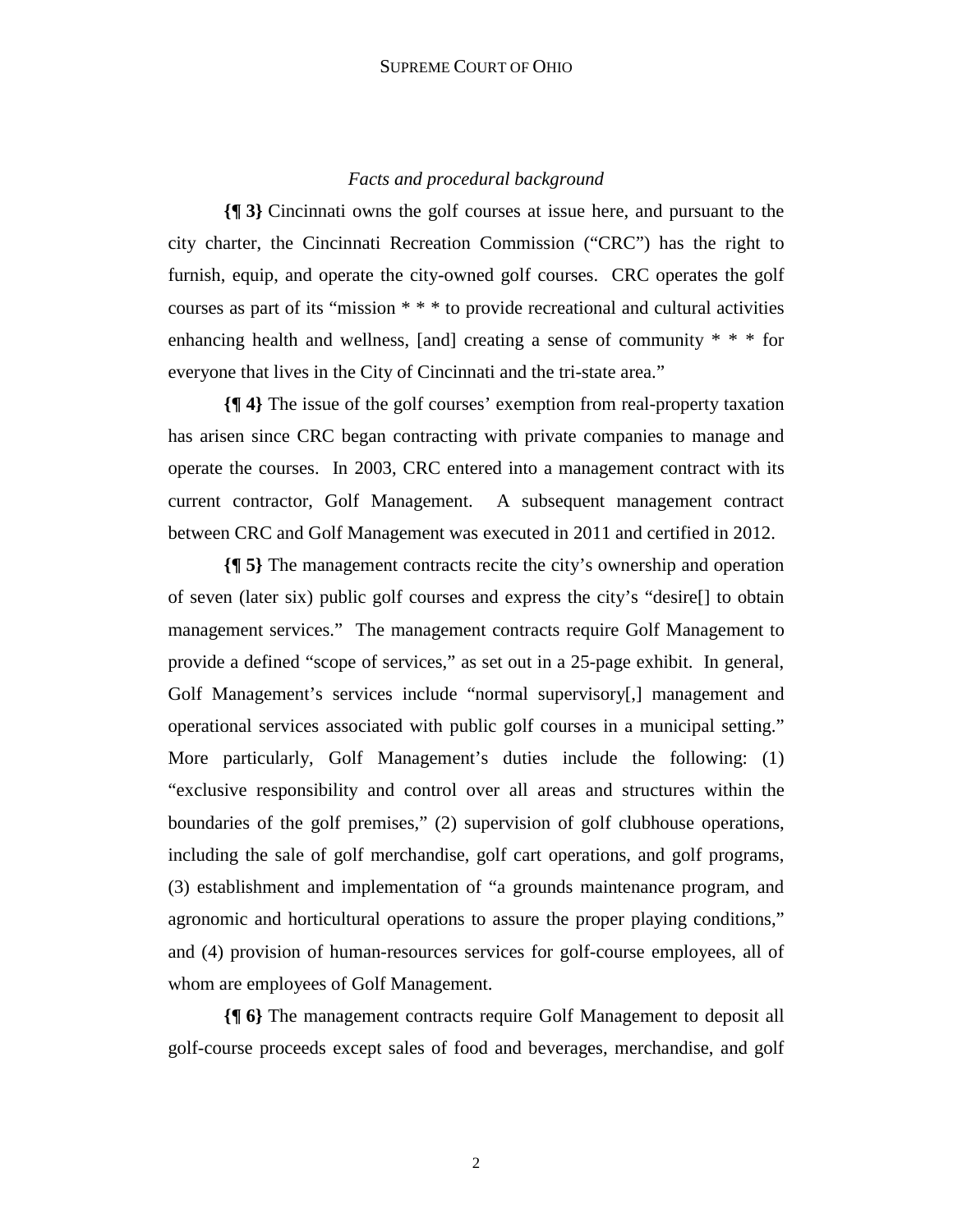*Facts and procedural background*

**{¶ 3}** Cincinnati owns the golf courses at issue here, and pursuant to the city charter, the Cincinnati Recreation Commission ("CRC") has the right to furnish, equip, and operate the city-owned golf courses. CRC operates the golf courses as part of its "mission * * * to provide recreational and cultural activities enhancing health and wellness, [and] creating a sense of community * * * for everyone that lives in the City of Cincinnati and the tri-state area."

**{¶ 4}** The issue of the golf courses' exemption from real-property taxation has arisen since CRC began contracting with private companies to manage and operate the courses. In 2003, CRC entered into a management contract with its current contractor, Golf Management. A subsequent management contract between CRC and Golf Management was executed in 2011 and certified in 2012.

**{¶ 5}** The management contracts recite the city's ownership and operation of seven (later six) public golf courses and express the city's "desire[] to obtain management services." The management contracts require Golf Management to provide a defined "scope of services," as set out in a 25-page exhibit. In general, Golf Management's services include "normal supervisory[,] management and operational services associated with public golf courses in a municipal setting." More particularly, Golf Management's duties include the following: (1) "exclusive responsibility and control over all areas and structures within the boundaries of the golf premises," (2) supervision of golf clubhouse operations, including the sale of golf merchandise, golf cart operations, and golf programs, (3) establishment and implementation of "a grounds maintenance program, and agronomic and horticultural operations to assure the proper playing conditions," and (4) provision of human-resources services for golf-course employees, all of whom are employees of Golf Management.

**{¶ 6}** The management contracts require Golf Management to deposit all golf-course proceeds except sales of food and beverages, merchandise, and golf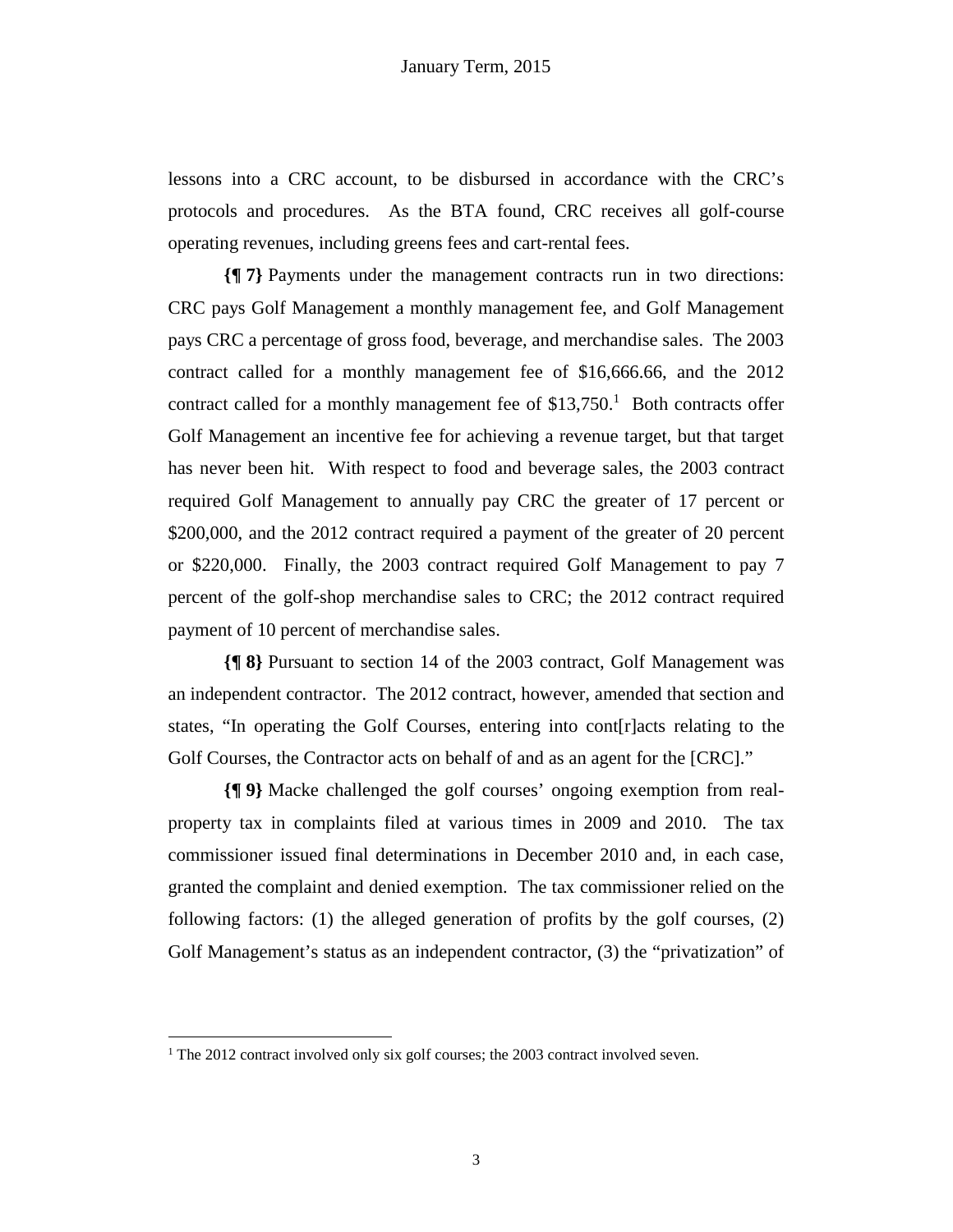lessons into a CRC account, to be disbursed in accordance with the CRC's protocols and procedures. As the BTA found, CRC receives all golf-course operating revenues, including greens fees and cart-rental fees.

**{¶ 7}** Payments under the management contracts run in two directions: CRC pays Golf Management a monthly management fee, and Golf Management pays CRC a percentage of gross food, beverage, and merchandise sales. The 2003 contract called for a monthly management fee of $16,666.66, and the 2012 contract called for a monthly management fee of $13,750.[1] Both contracts offer Golf Management an incentive fee for achieving a revenue target, but that target has never been hit. With respect to food and beverage sales, the 2003 contract required Golf Management to annually pay CRC the greater of 17 percent or $200,000, and the 2012 contract required a payment of the greater of 20 percent or $220,000. Finally, the 2003 contract required Golf Management to pay 7 percent of the golf-shop merchandise sales to CRC; the 2012 contract required payment of 10 percent of merchandise sales.

**{¶ 8}** Pursuant to section 14 of the 2003 contract, Golf Management was an independent contractor. The 2012 contract, however, amended that section and states, "In operating the Golf Courses, entering into cont[r]acts relating to the Golf Courses, the Contractor acts on behalf of and as an agent for the [CRC]."

**{¶ 9}** Macke challenged the golf courses' ongoing exemption from real-property tax in complaints filed at various times in 2009 and 2010. The tax commissioner issued final determinations in December 2010 and, in each case, granted the complaint and denied exemption. The tax commissioner relied on the following factors: (1) the alleged generation of profits by the golf courses, (2) Golf Management's status as an independent contractor, (3) the "privatization" of

---

[1] The 2012 contract involved only six golf courses; the 2003 contract involved seven.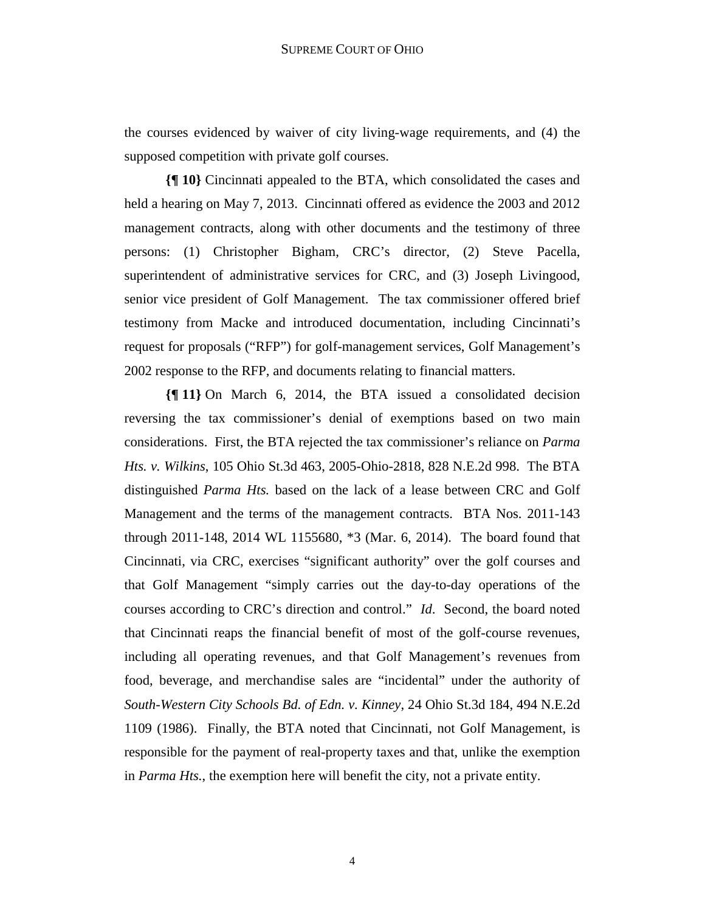the courses evidenced by waiver of city living-wage requirements, and (4) the supposed competition with private golf courses.

**{¶ 10}** Cincinnati appealed to the BTA, which consolidated the cases and held a hearing on May 7, 2013. Cincinnati offered as evidence the 2003 and 2012 management contracts, along with other documents and the testimony of three persons: (1) Christopher Bigham, CRC's director, (2) Steve Pacella, superintendent of administrative services for CRC, and (3) Joseph Livingood, senior vice president of Golf Management. The tax commissioner offered brief testimony from Macke and introduced documentation, including Cincinnati's request for proposals ("RFP") for golf-management services, Golf Management's 2002 response to the RFP, and documents relating to financial matters.

**{¶ 11}** On March 6, 2014, the BTA issued a consolidated decision reversing the tax commissioner's denial of exemptions based on two main considerations. First, the BTA rejected the tax commissioner's reliance on *Parma Hts. v. Wilkins*, 105 Ohio St.3d 463, 2005-Ohio-2818, 828 N.E.2d 998. The BTA distinguished *Parma Hts.* based on the lack of a lease between CRC and Golf Management and the terms of the management contracts. BTA Nos. 2011-143 through 2011-148, 2014 WL 1155680, *3 (Mar. 6, 2014). The board found that Cincinnati, via CRC, exercises "significant authority" over the golf courses and that Golf Management "simply carries out the day-to-day operations of the courses according to CRC's direction and control." *Id*. Second, the board noted that Cincinnati reaps the financial benefit of most of the golf-course revenues, including all operating revenues, and that Golf Management's revenues from food, beverage, and merchandise sales are "incidental" under the authority of *South-Western City Schools Bd. of Edn. v. Kinney*, 24 Ohio St.3d 184, 494 N.E.2d 1109 (1986). Finally, the BTA noted that Cincinnati, not Golf Management, is responsible for the payment of real-property taxes and that, unlike the exemption in *Parma Hts.*, the exemption here will benefit the city, not a private entity.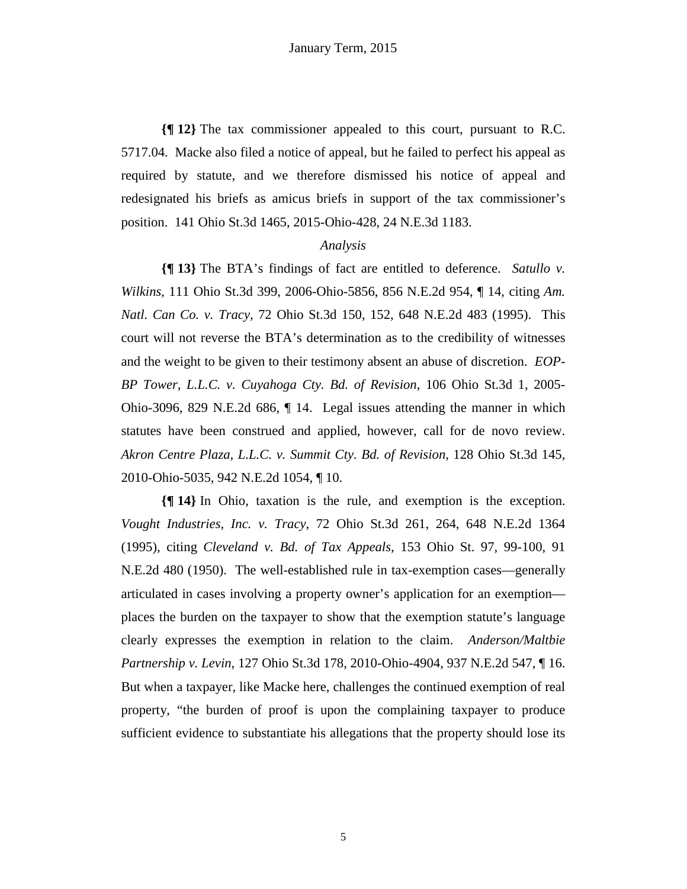**{¶ 12}** The tax commissioner appealed to this court, pursuant to R.C. 5717.04. Macke also filed a notice of appeal, but he failed to perfect his appeal as required by statute, and we therefore dismissed his notice of appeal and redesignated his briefs as amicus briefs in support of the tax commissioner's position. 141 Ohio St.3d 1465, 2015-Ohio-428, 24 N.E.3d 1183.

*Analysis*

**{¶ 13}** The BTA's findings of fact are entitled to deference. *Satullo v. Wilkins*, 111 Ohio St.3d 399, 2006-Ohio-5856, 856 N.E.2d 954, ¶ 14, citing *Am. Natl. Can Co. v. Tracy*, 72 Ohio St.3d 150, 152, 648 N.E.2d 483 (1995). This court will not reverse the BTA's determination as to the credibility of witnesses and the weight to be given to their testimony absent an abuse of discretion. *EOP-BP Tower, L.L.C. v. Cuyahoga Cty. Bd. of Revision*, 106 Ohio St.3d 1, 2005-Ohio-3096, 829 N.E.2d 686, ¶ 14. Legal issues attending the manner in which statutes have been construed and applied, however, call for de novo review. *Akron Centre Plaza, L.L.C. v. Summit Cty. Bd. of Revision*, 128 Ohio St.3d 145, 2010-Ohio-5035, 942 N.E.2d 1054, ¶ 10.

**{¶ 14}** In Ohio, taxation is the rule, and exemption is the exception. *Vought Industries, Inc. v. Tracy*, 72 Ohio St.3d 261, 264, 648 N.E.2d 1364 (1995), citing *Cleveland v. Bd. of Tax Appeals*, 153 Ohio St. 97, 99-100, 91 N.E.2d 480 (1950). The well-established rule in tax-exemption cases—generally articulated in cases involving a property owner's application for an exemption—places the burden on the taxpayer to show that the exemption statute's language clearly expresses the exemption in relation to the claim. *Anderson/Maltbie Partnership v. Levin*, 127 Ohio St.3d 178, 2010-Ohio-4904, 937 N.E.2d 547, ¶ 16. But when a taxpayer, like Macke here, challenges the continued exemption of real property, "the burden of proof is upon the complaining taxpayer to produce sufficient evidence to substantiate his allegations that the property should lose its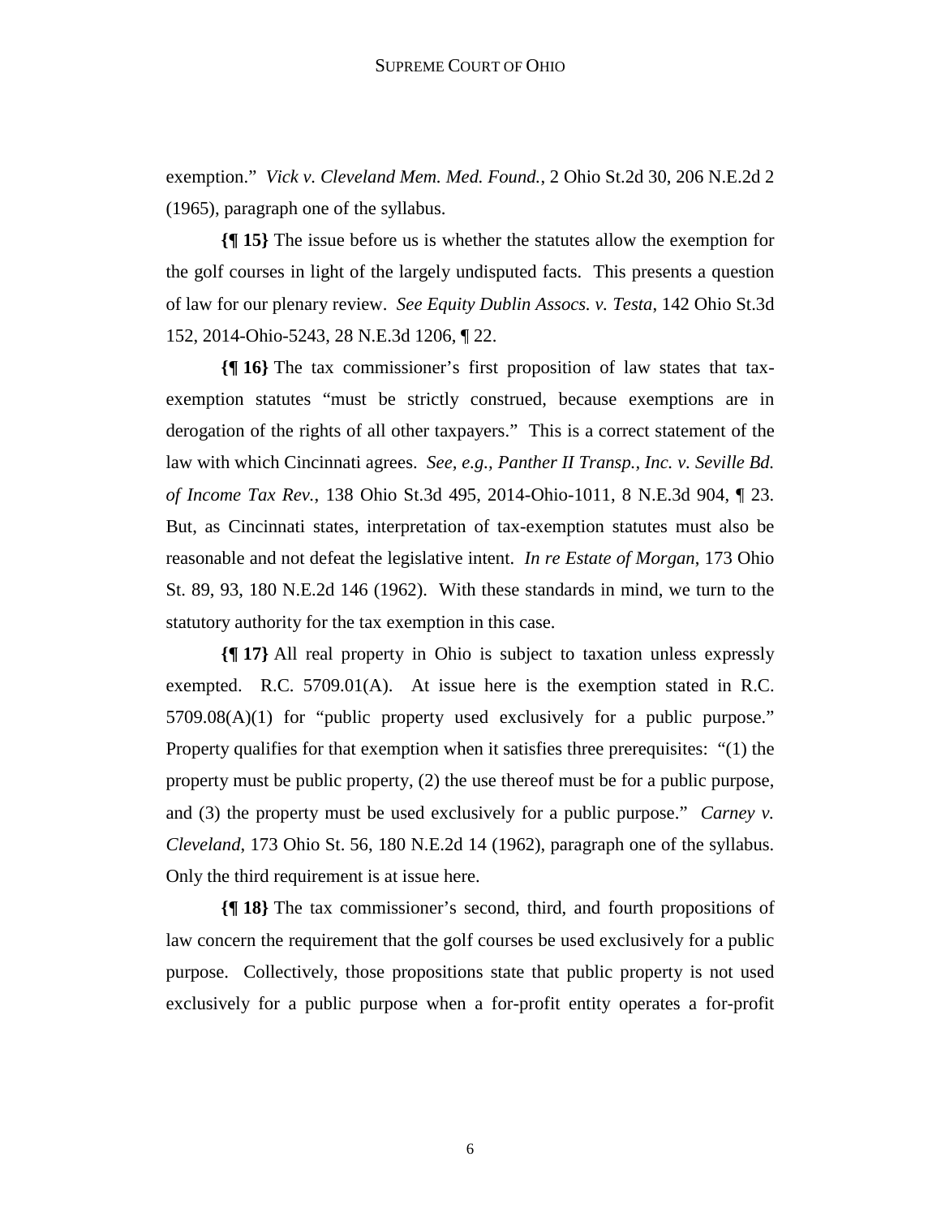exemption." *Vick v. Cleveland Mem. Med. Found.*, 2 Ohio St.2d 30, 206 N.E.2d 2 (1965), paragraph one of the syllabus.

**{¶ 15}** The issue before us is whether the statutes allow the exemption for the golf courses in light of the largely undisputed facts. This presents a question of law for our plenary review. *See Equity Dublin Assocs. v. Testa*, 142 Ohio St.3d 152, 2014-Ohio-5243, 28 N.E.3d 1206, ¶ 22.

**{¶ 16}** The tax commissioner's first proposition of law states that tax-exemption statutes "must be strictly construed, because exemptions are in derogation of the rights of all other taxpayers." This is a correct statement of the law with which Cincinnati agrees. *See, e.g., Panther II Transp., Inc. v. Seville Bd. of Income Tax Rev.*, 138 Ohio St.3d 495, 2014-Ohio-1011, 8 N.E.3d 904, ¶ 23. But, as Cincinnati states, interpretation of tax-exemption statutes must also be reasonable and not defeat the legislative intent. *In re Estate of Morgan*, 173 Ohio St. 89, 93, 180 N.E.2d 146 (1962). With these standards in mind, we turn to the statutory authority for the tax exemption in this case.

**{¶ 17}** All real property in Ohio is subject to taxation unless expressly exempted. R.C. 5709.01(A). At issue here is the exemption stated in R.C. 5709.08(A)(1) for "public property used exclusively for a public purpose." Property qualifies for that exemption when it satisfies three prerequisites: "(1) the property must be public property, (2) the use thereof must be for a public purpose, and (3) the property must be used exclusively for a public purpose." *Carney v. Cleveland*, 173 Ohio St. 56, 180 N.E.2d 14 (1962), paragraph one of the syllabus. Only the third requirement is at issue here.

**{¶ 18}** The tax commissioner's second, third, and fourth propositions of law concern the requirement that the golf courses be used exclusively for a public purpose. Collectively, those propositions state that public property is not used exclusively for a public purpose when a for-profit entity operates a for-profit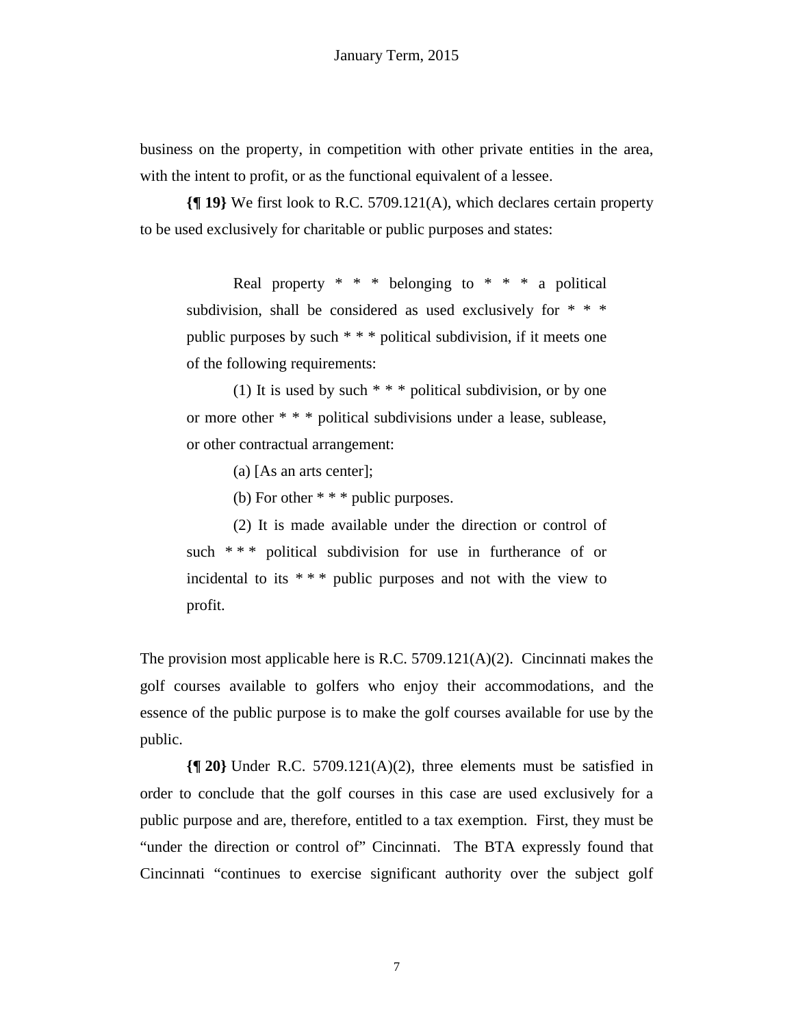business on the property, in competition with other private entities in the area, with the intent to profit, or as the functional equivalent of a lessee.

**{¶ 19}** We first look to R.C. 5709.121(A), which declares certain property to be used exclusively for charitable or public purposes and states:

> Real property * * * belonging to * * * a political subdivision, shall be considered as used exclusively for * * * public purposes by such * * * political subdivision, if it meets one of the following requirements:
>
> (1) It is used by such * * * political subdivision, or by one or more other * * * political subdivisions under a lease, sublease, or other contractual arrangement:
>
> (a) [As an arts center];
>
> (b) For other * * * public purposes.
>
> (2) It is made available under the direction or control of such * * * political subdivision for use in furtherance of or incidental to its * * * public purposes and not with the view to profit.

The provision most applicable here is R.C. 5709.121(A)(2). Cincinnati makes the golf courses available to golfers who enjoy their accommodations, and the essence of the public purpose is to make the golf courses available for use by the public.

**{¶ 20}** Under R.C. 5709.121(A)(2), three elements must be satisfied in order to conclude that the golf courses in this case are used exclusively for a public purpose and are, therefore, entitled to a tax exemption. First, they must be "under the direction or control of" Cincinnati. The BTA expressly found that Cincinnati "continues to exercise significant authority over the subject golf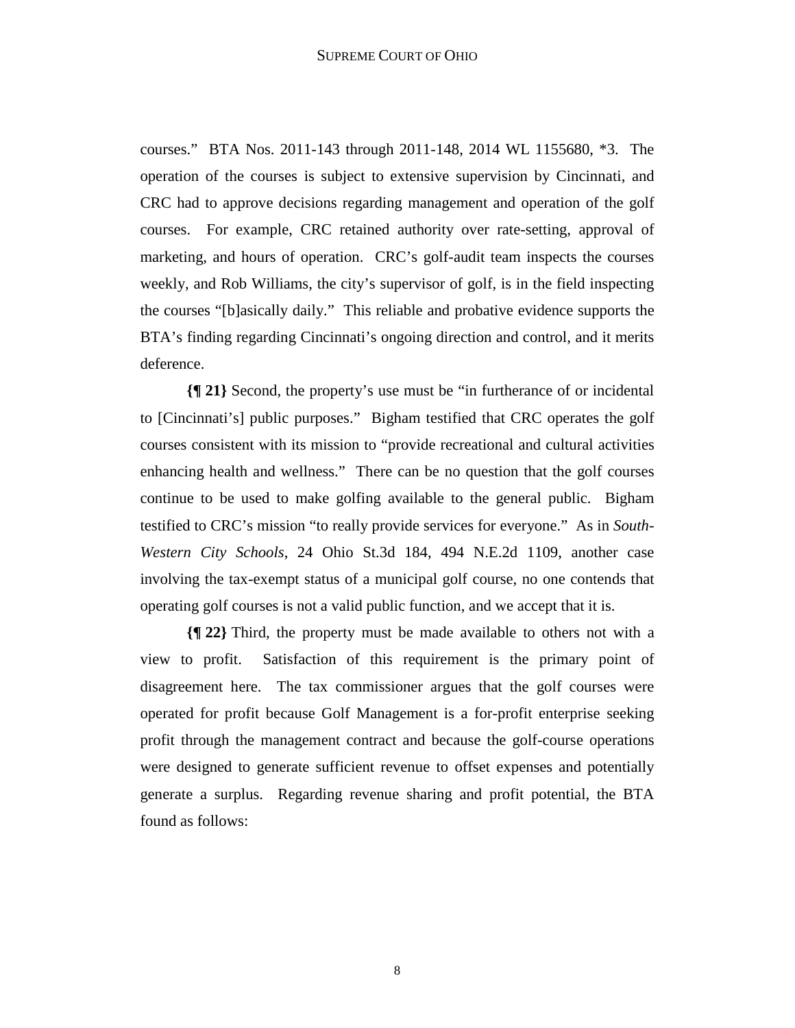courses." BTA Nos. 2011-143 through 2011-148, 2014 WL 1155680, *3. The operation of the courses is subject to extensive supervision by Cincinnati, and CRC had to approve decisions regarding management and operation of the golf courses. For example, CRC retained authority over rate-setting, approval of marketing, and hours of operation. CRC's golf-audit team inspects the courses weekly, and Rob Williams, the city's supervisor of golf, is in the field inspecting the courses "[b]asically daily." This reliable and probative evidence supports the BTA's finding regarding Cincinnati's ongoing direction and control, and it merits deference.

**{¶ 21}** Second, the property's use must be "in furtherance of or incidental to [Cincinnati's] public purposes." Bigham testified that CRC operates the golf courses consistent with its mission to "provide recreational and cultural activities enhancing health and wellness." There can be no question that the golf courses continue to be used to make golfing available to the general public. Bigham testified to CRC's mission "to really provide services for everyone." As in *South-Western City Schools*, 24 Ohio St.3d 184, 494 N.E.2d 1109, another case involving the tax-exempt status of a municipal golf course, no one contends that operating golf courses is not a valid public function, and we accept that it is.

**{¶ 22}** Third, the property must be made available to others not with a view to profit. Satisfaction of this requirement is the primary point of disagreement here. The tax commissioner argues that the golf courses were operated for profit because Golf Management is a for-profit enterprise seeking profit through the management contract and because the golf-course operations were designed to generate sufficient revenue to offset expenses and potentially generate a surplus. Regarding revenue sharing and profit potential, the BTA found as follows: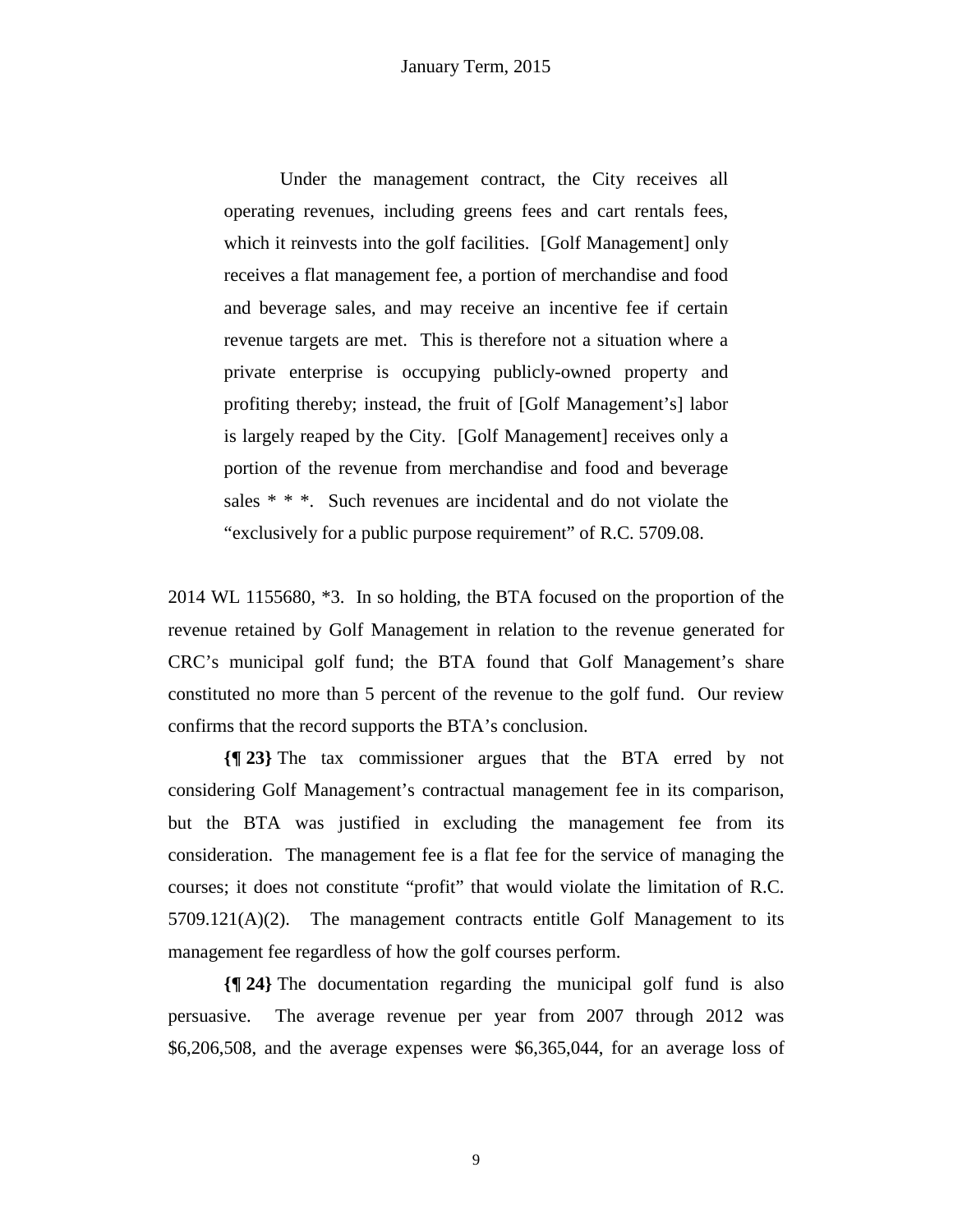> Under the management contract, the City receives all operating revenues, including greens fees and cart rentals fees, which it reinvests into the golf facilities. [Golf Management] only receives a flat management fee, a portion of merchandise and food and beverage sales, and may receive an incentive fee if certain revenue targets are met. This is therefore not a situation where a private enterprise is occupying publicly-owned property and profiting thereby; instead, the fruit of [Golf Management's] labor is largely reaped by the City. [Golf Management] receives only a portion of the revenue from merchandise and food and beverage sales * * *. Such revenues are incidental and do not violate the "exclusively for a public purpose requirement" of R.C. 5709.08.

2014 WL 1155680, *3. In so holding, the BTA focused on the proportion of the revenue retained by Golf Management in relation to the revenue generated for CRC's municipal golf fund; the BTA found that Golf Management's share constituted no more than 5 percent of the revenue to the golf fund. Our review confirms that the record supports the BTA's conclusion.

**{¶ 23}** The tax commissioner argues that the BTA erred by not considering Golf Management's contractual management fee in its comparison, but the BTA was justified in excluding the management fee from its consideration. The management fee is a flat fee for the service of managing the courses; it does not constitute "profit" that would violate the limitation of R.C. 5709.121(A)(2). The management contracts entitle Golf Management to its management fee regardless of how the golf courses perform.

**{¶ 24}** The documentation regarding the municipal golf fund is also persuasive. The average revenue per year from 2007 through 2012 was $6,206,508, and the average expenses were $6,365,044, for an average loss of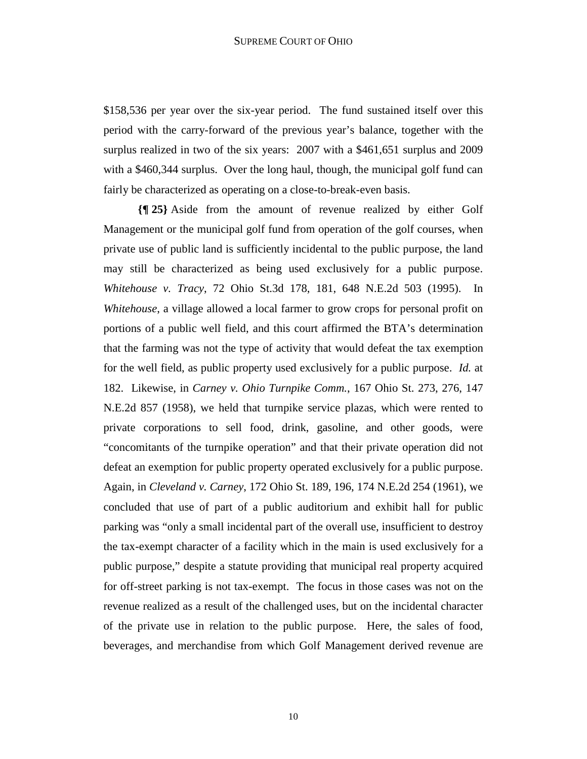$158,536 per year over the six-year period. The fund sustained itself over this period with the carry-forward of the previous year's balance, together with the surplus realized in two of the six years: 2007 with a $461,651 surplus and 2009 with a $460,344 surplus. Over the long haul, though, the municipal golf fund can fairly be characterized as operating on a close-to-break-even basis.

**{¶ 25}** Aside from the amount of revenue realized by either Golf Management or the municipal golf fund from operation of the golf courses, when private use of public land is sufficiently incidental to the public purpose, the land may still be characterized as being used exclusively for a public purpose. *Whitehouse v. Tracy*, 72 Ohio St.3d 178, 181, 648 N.E.2d 503 (1995). In *Whitehouse*, a village allowed a local farmer to grow crops for personal profit on portions of a public well field, and this court affirmed the BTA's determination that the farming was not the type of activity that would defeat the tax exemption for the well field, as public property used exclusively for a public purpose. *Id.* at 182. Likewise, in *Carney v. Ohio Turnpike Comm.*, 167 Ohio St. 273, 276, 147 N.E.2d 857 (1958), we held that turnpike service plazas, which were rented to private corporations to sell food, drink, gasoline, and other goods, were "concomitants of the turnpike operation" and that their private operation did not defeat an exemption for public property operated exclusively for a public purpose. Again, in *Cleveland v. Carney*, 172 Ohio St. 189, 196, 174 N.E.2d 254 (1961), we concluded that use of part of a public auditorium and exhibit hall for public parking was "only a small incidental part of the overall use, insufficient to destroy the tax-exempt character of a facility which in the main is used exclusively for a public purpose," despite a statute providing that municipal real property acquired for off-street parking is not tax-exempt. The focus in those cases was not on the revenue realized as a result of the challenged uses, but on the incidental character of the private use in relation to the public purpose. Here, the sales of food, beverages, and merchandise from which Golf Management derived revenue are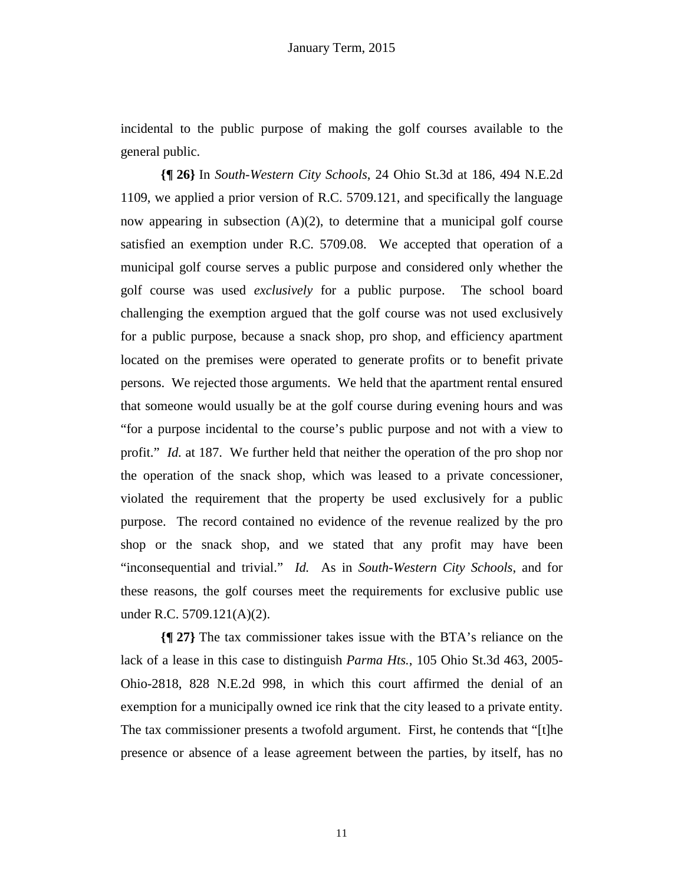incidental to the public purpose of making the golf courses available to the general public.

**{¶ 26}** In *South-Western City Schools*, 24 Ohio St.3d at 186, 494 N.E.2d 1109, we applied a prior version of R.C. 5709.121, and specifically the language now appearing in subsection (A)(2), to determine that a municipal golf course satisfied an exemption under R.C. 5709.08. We accepted that operation of a municipal golf course serves a public purpose and considered only whether the golf course was used *exclusively* for a public purpose. The school board challenging the exemption argued that the golf course was not used exclusively for a public purpose, because a snack shop, pro shop, and efficiency apartment located on the premises were operated to generate profits or to benefit private persons. We rejected those arguments. We held that the apartment rental ensured that someone would usually be at the golf course during evening hours and was "for a purpose incidental to the course's public purpose and not with a view to profit." *Id.* at 187. We further held that neither the operation of the pro shop nor the operation of the snack shop, which was leased to a private concessioner, violated the requirement that the property be used exclusively for a public purpose. The record contained no evidence of the revenue realized by the pro shop or the snack shop, and we stated that any profit may have been "inconsequential and trivial." *Id.* As in *South-Western City Schools*, and for these reasons, the golf courses meet the requirements for exclusive public use under R.C. 5709.121(A)(2).

**{¶ 27}** The tax commissioner takes issue with the BTA's reliance on the lack of a lease in this case to distinguish *Parma Hts.*, 105 Ohio St.3d 463, 2005-Ohio-2818, 828 N.E.2d 998, in which this court affirmed the denial of an exemption for a municipally owned ice rink that the city leased to a private entity. The tax commissioner presents a twofold argument. First, he contends that "[t]he presence or absence of a lease agreement between the parties, by itself, has no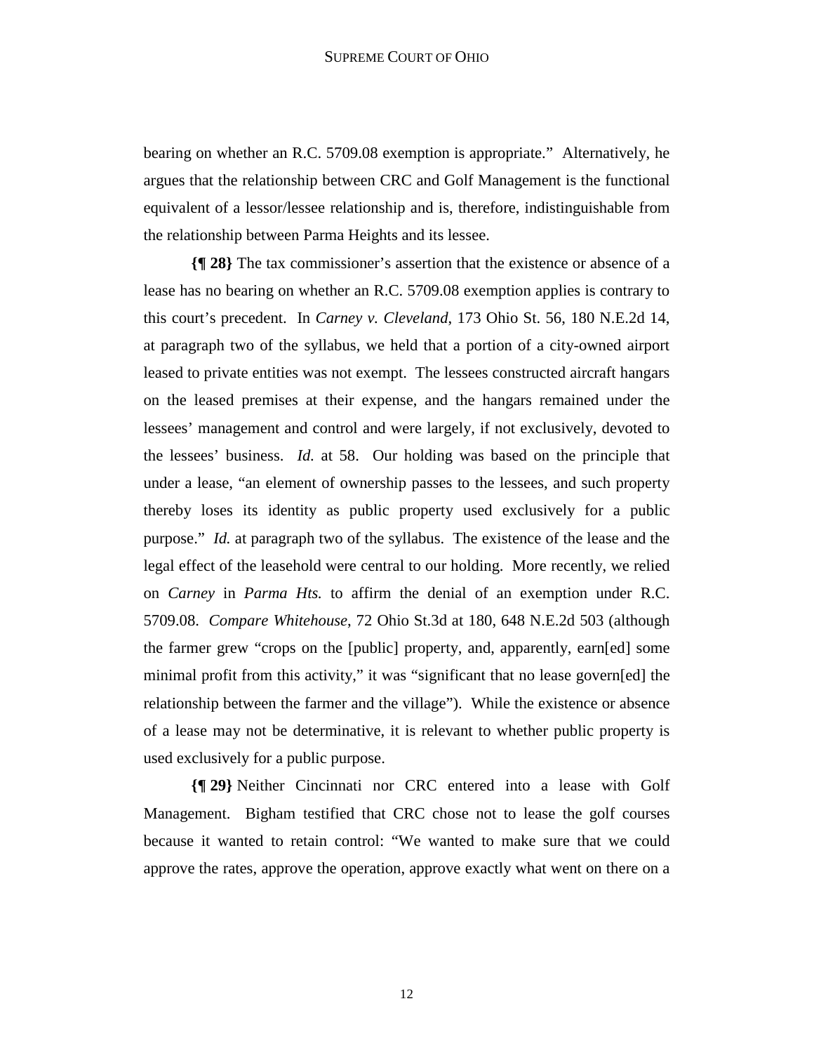bearing on whether an R.C. 5709.08 exemption is appropriate." Alternatively, he argues that the relationship between CRC and Golf Management is the functional equivalent of a lessor/lessee relationship and is, therefore, indistinguishable from the relationship between Parma Heights and its lessee.

**{¶ 28}** The tax commissioner's assertion that the existence or absence of a lease has no bearing on whether an R.C. 5709.08 exemption applies is contrary to this court's precedent. In *Carney v. Cleveland*, 173 Ohio St. 56, 180 N.E.2d 14, at paragraph two of the syllabus, we held that a portion of a city-owned airport leased to private entities was not exempt. The lessees constructed aircraft hangars on the leased premises at their expense, and the hangars remained under the lessees' management and control and were largely, if not exclusively, devoted to the lessees' business. *Id.* at 58. Our holding was based on the principle that under a lease, "an element of ownership passes to the lessees, and such property thereby loses its identity as public property used exclusively for a public purpose." *Id.* at paragraph two of the syllabus. The existence of the lease and the legal effect of the leasehold were central to our holding. More recently, we relied on *Carney* in *Parma Hts.* to affirm the denial of an exemption under R.C. 5709.08. *Compare Whitehouse*, 72 Ohio St.3d at 180, 648 N.E.2d 503 (although the farmer grew "crops on the [public] property, and, apparently, earn[ed] some minimal profit from this activity," it was "significant that no lease govern[ed] the relationship between the farmer and the village"). While the existence or absence of a lease may not be determinative, it is relevant to whether public property is used exclusively for a public purpose.

**{¶ 29}** Neither Cincinnati nor CRC entered into a lease with Golf Management. Bigham testified that CRC chose not to lease the golf courses because it wanted to retain control: "We wanted to make sure that we could approve the rates, approve the operation, approve exactly what went on there on a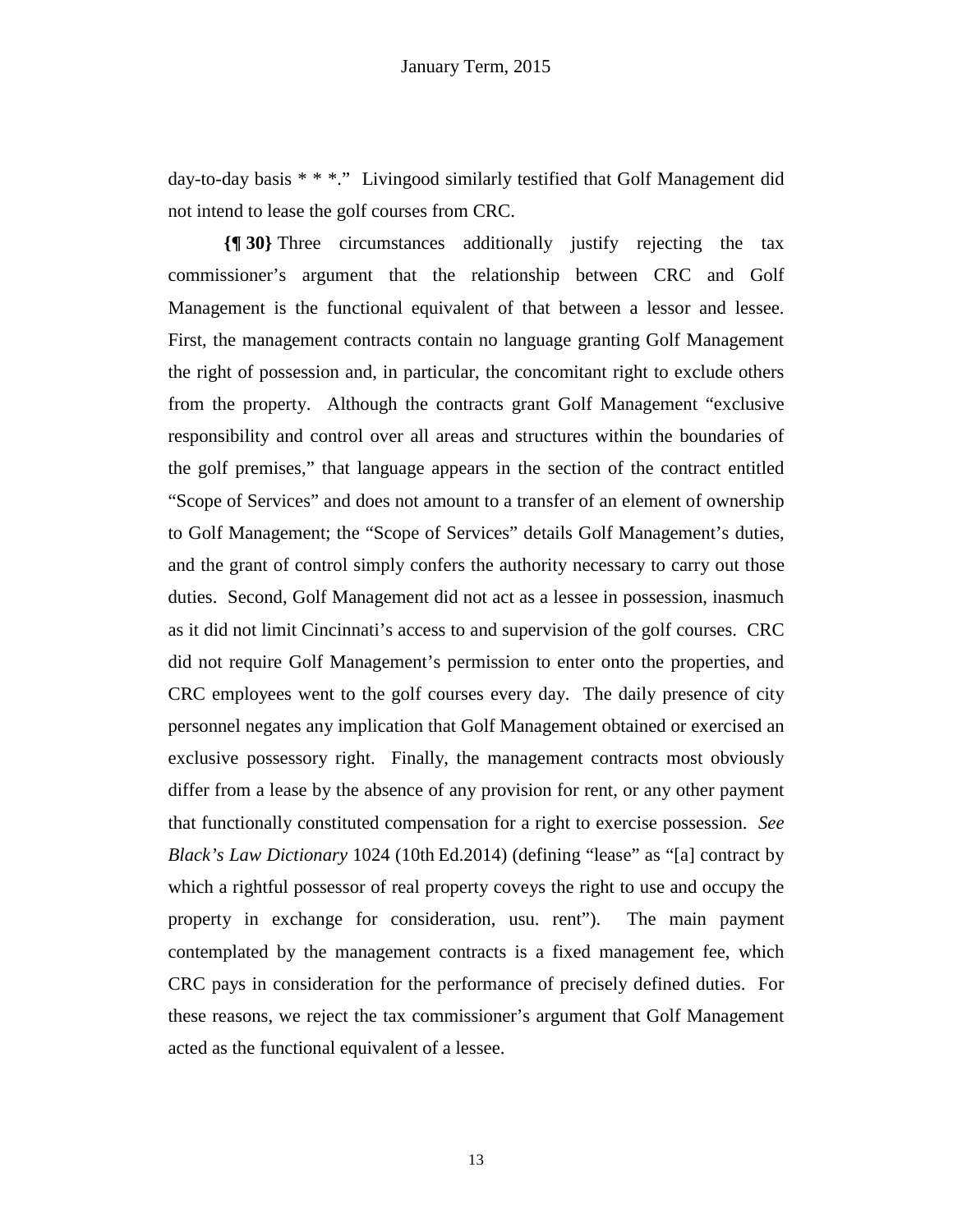day-to-day basis * * *." Livingood similarly testified that Golf Management did not intend to lease the golf courses from CRC.

**{¶ 30}** Three circumstances additionally justify rejecting the tax commissioner's argument that the relationship between CRC and Golf Management is the functional equivalent of that between a lessor and lessee. First, the management contracts contain no language granting Golf Management the right of possession and, in particular, the concomitant right to exclude others from the property. Although the contracts grant Golf Management "exclusive responsibility and control over all areas and structures within the boundaries of the golf premises," that language appears in the section of the contract entitled "Scope of Services" and does not amount to a transfer of an element of ownership to Golf Management; the "Scope of Services" details Golf Management's duties, and the grant of control simply confers the authority necessary to carry out those duties. Second, Golf Management did not act as a lessee in possession, inasmuch as it did not limit Cincinnati's access to and supervision of the golf courses. CRC did not require Golf Management's permission to enter onto the properties, and CRC employees went to the golf courses every day. The daily presence of city personnel negates any implication that Golf Management obtained or exercised an exclusive possessory right. Finally, the management contracts most obviously differ from a lease by the absence of any provision for rent, or any other payment that functionally constituted compensation for a right to exercise possession. *See Black's Law Dictionary* 1024 (10th Ed.2014) (defining "lease" as "[a] contract by which a rightful possessor of real property coveys the right to use and occupy the property in exchange for consideration, usu. rent"). The main payment contemplated by the management contracts is a fixed management fee, which CRC pays in consideration for the performance of precisely defined duties. For these reasons, we reject the tax commissioner's argument that Golf Management acted as the functional equivalent of a lessee.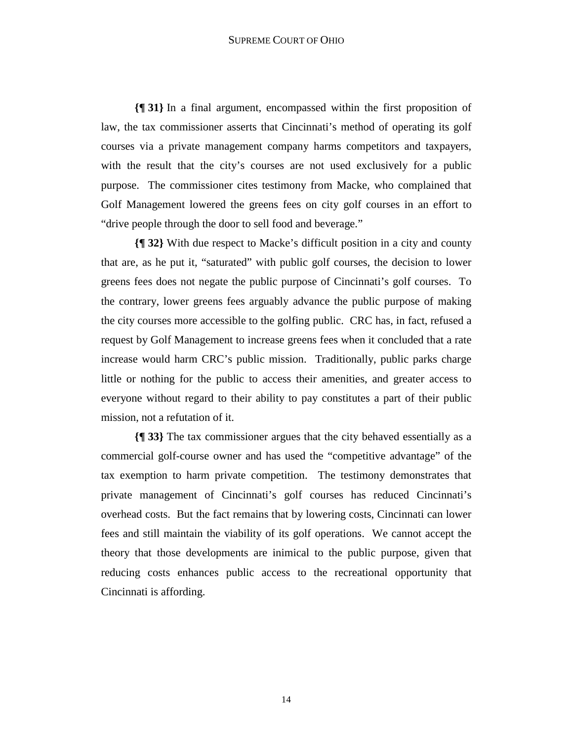**{¶ 31}** In a final argument, encompassed within the first proposition of law, the tax commissioner asserts that Cincinnati's method of operating its golf courses via a private management company harms competitors and taxpayers, with the result that the city's courses are not used exclusively for a public purpose. The commissioner cites testimony from Macke, who complained that Golf Management lowered the greens fees on city golf courses in an effort to "drive people through the door to sell food and beverage."

**{¶ 32}** With due respect to Macke's difficult position in a city and county that are, as he put it, "saturated" with public golf courses, the decision to lower greens fees does not negate the public purpose of Cincinnati's golf courses. To the contrary, lower greens fees arguably advance the public purpose of making the city courses more accessible to the golfing public. CRC has, in fact, refused a request by Golf Management to increase greens fees when it concluded that a rate increase would harm CRC's public mission. Traditionally, public parks charge little or nothing for the public to access their amenities, and greater access to everyone without regard to their ability to pay constitutes a part of their public mission, not a refutation of it.

**{¶ 33}** The tax commissioner argues that the city behaved essentially as a commercial golf-course owner and has used the "competitive advantage" of the tax exemption to harm private competition. The testimony demonstrates that private management of Cincinnati's golf courses has reduced Cincinnati's overhead costs. But the fact remains that by lowering costs, Cincinnati can lower fees and still maintain the viability of its golf operations. We cannot accept the theory that those developments are inimical to the public purpose, given that reducing costs enhances public access to the recreational opportunity that Cincinnati is affording.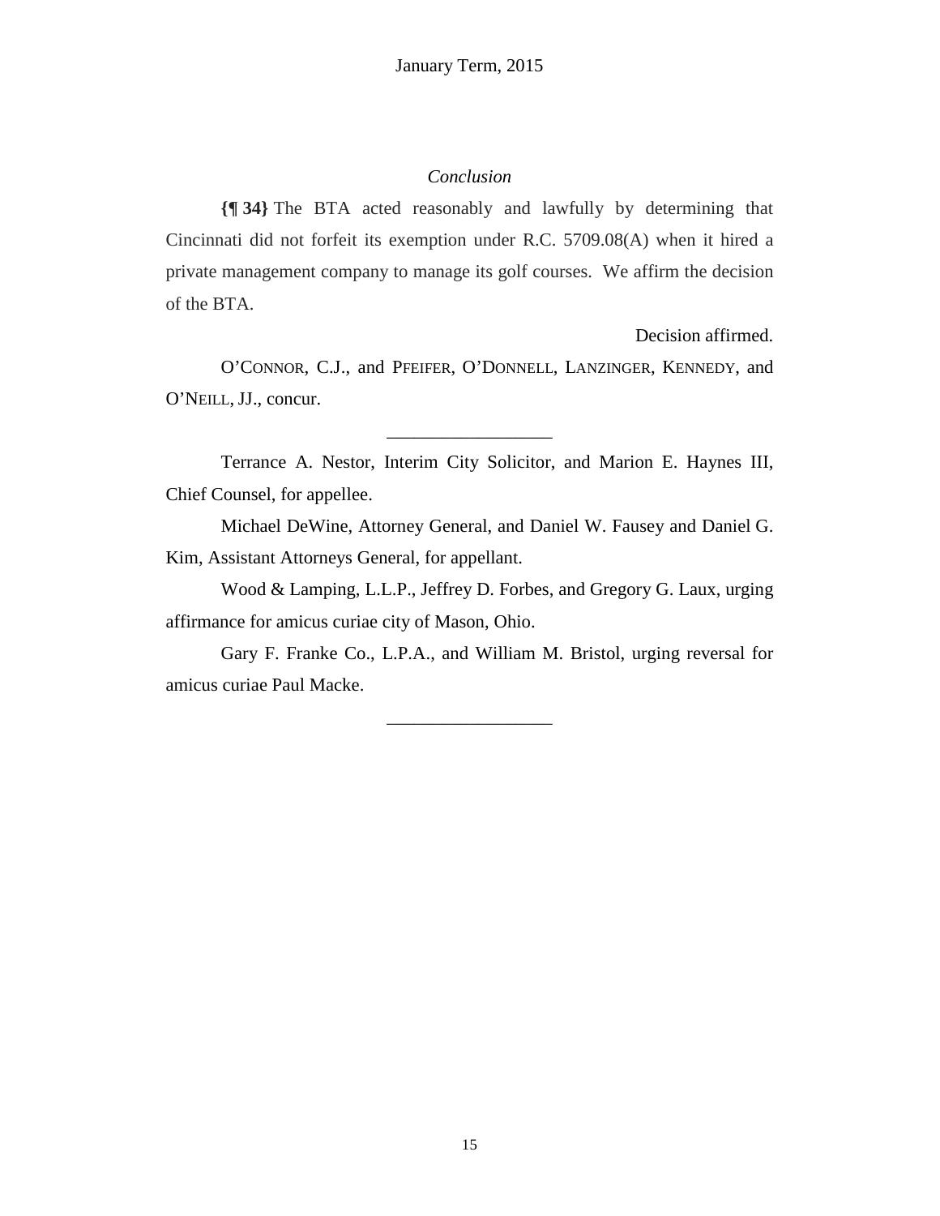*Conclusion*

**{¶ 34}** The BTA acted reasonably and lawfully by determining that Cincinnati did not forfeit its exemption under R.C. 5709.08(A) when it hired a private management company to manage its golf courses. We affirm the decision of the BTA.

Decision affirmed.

O'CONNOR, C.J., and PFEIFER, O'DONNELL, LANZINGER, KENNEDY, and O'NEILL, JJ., concur.

---

Terrance A. Nestor, Interim City Solicitor, and Marion E. Haynes III, Chief Counsel, for appellee.

Michael DeWine, Attorney General, and Daniel W. Fausey and Daniel G. Kim, Assistant Attorneys General, for appellant.

Wood & Lamping, L.L.P., Jeffrey D. Forbes, and Gregory G. Laux, urging affirmance for amicus curiae city of Mason, Ohio.

Gary F. Franke Co., L.P.A., and William M. Bristol, urging reversal for amicus curiae Paul Macke.

---